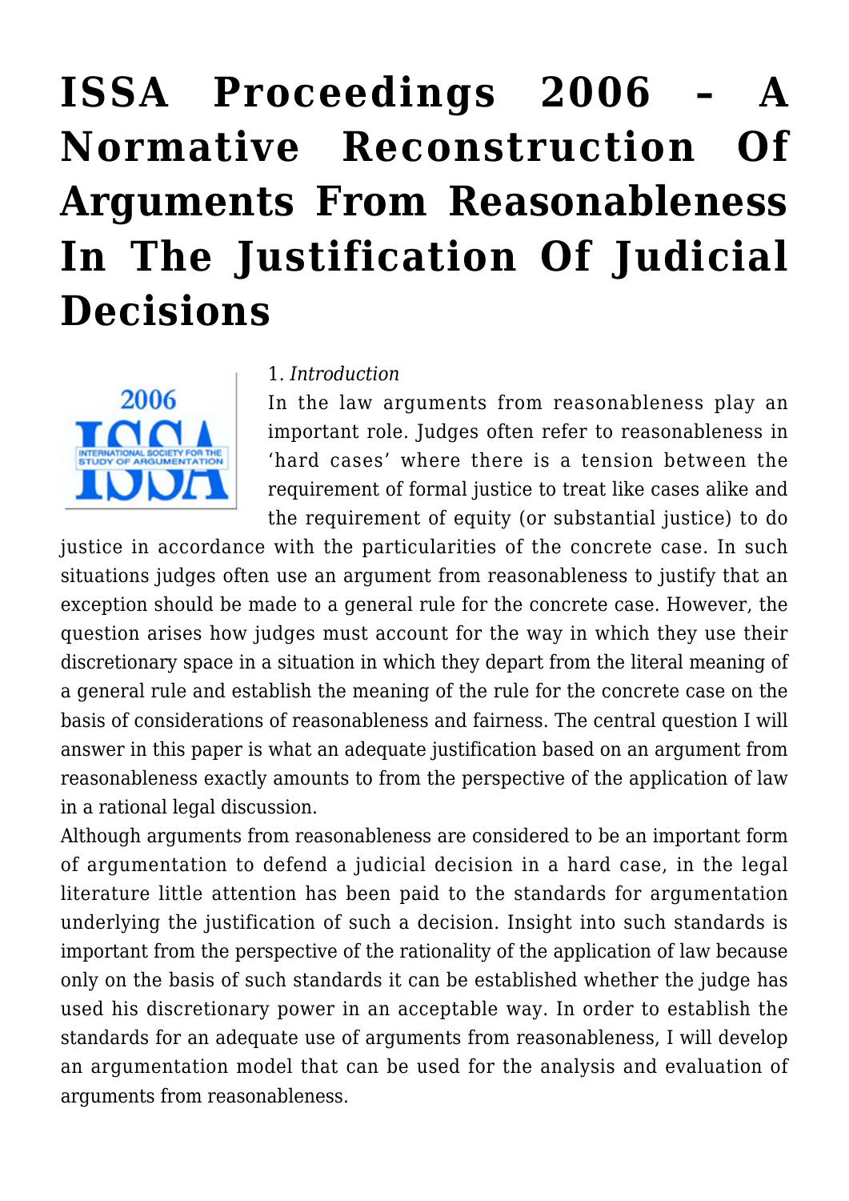# ISSA Proceedings 2006 – A Normative Reconstruction Of Arguments From Reasonableness In The Justification Of Judicial Decisions

1. *Introduction*

In the law arguments from reasonableness play an important role. Judges often refer to reasonableness in 'hard cases' where there is a tension between the requirement of formal justice to treat like cases alike and the requirement of equity (or substantial justice) to do justice in accordance with the particularities of the concrete case. In such situations judges often use an argument from reasonableness to justify that an exception should be made to a general rule for the concrete case. However, the question arises how judges must account for the way in which they use their discretionary space in a situation in which they depart from the literal meaning of a general rule and establish the meaning of the rule for the concrete case on the basis of considerations of reasonableness and fairness. The central question I will answer in this paper is what an adequate justification based on an argument from reasonableness exactly amounts to from the perspective of the application of law in a rational legal discussion.

Although arguments from reasonableness are considered to be an important form of argumentation to defend a judicial decision in a hard case, in the legal literature little attention has been paid to the standards for argumentation underlying the justification of such a decision. Insight into such standards is important from the perspective of the rationality of the application of law because only on the basis of such standards it can be established whether the judge has used his discretionary power in an acceptable way. In order to establish the standards for an adequate use of arguments from reasonableness, I will develop an argumentation model that can be used for the analysis and evaluation of arguments from reasonableness.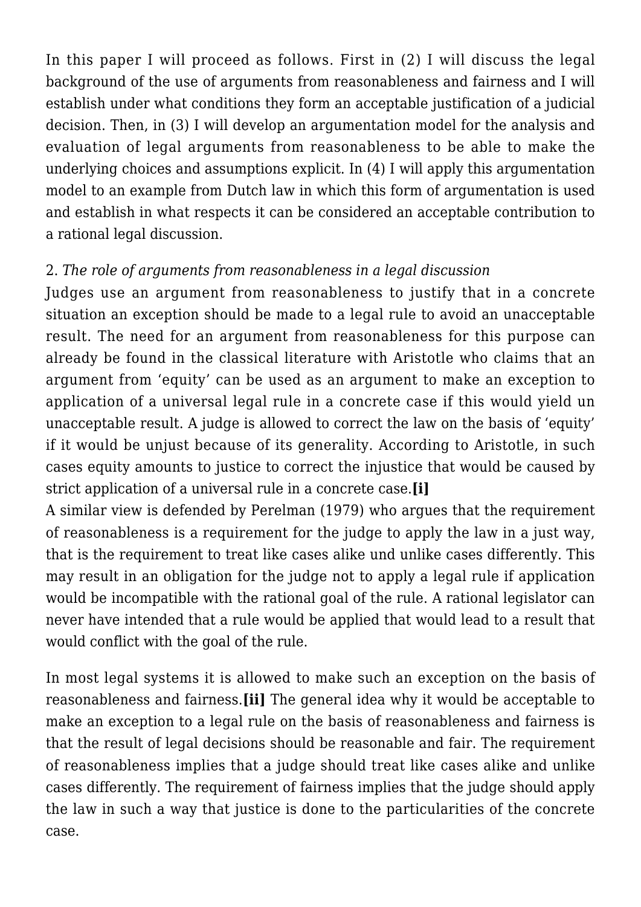In this paper I will proceed as follows. First in (2) I will discuss the legal background of the use of arguments from reasonableness and fairness and I will establish under what conditions they form an acceptable justification of a judicial decision. Then, in (3) I will develop an argumentation model for the analysis and evaluation of legal arguments from reasonableness to be able to make the underlying choices and assumptions explicit. In (4) I will apply this argumentation model to an example from Dutch law in which this form of argumentation is used and establish in what respects it can be considered an acceptable contribution to a rational legal discussion.

2. *The role of arguments from reasonableness in a legal discussion*

Judges use an argument from reasonableness to justify that in a concrete situation an exception should be made to a legal rule to avoid an unacceptable result. The need for an argument from reasonableness for this purpose can already be found in the classical literature with Aristotle who claims that an argument from 'equity' can be used as an argument to make an exception to application of a universal legal rule in a concrete case if this would yield un unacceptable result. A judge is allowed to correct the law on the basis of 'equity' if it would be unjust because of its generality. According to Aristotle, in such cases equity amounts to justice to correct the injustice that would be caused by strict application of a universal rule in a concrete case.**[i]**

A similar view is defended by Perelman (1979) who argues that the requirement of reasonableness is a requirement for the judge to apply the law in a just way, that is the requirement to treat like cases alike und unlike cases differently. This may result in an obligation for the judge not to apply a legal rule if application would be incompatible with the rational goal of the rule. A rational legislator can never have intended that a rule would be applied that would lead to a result that would conflict with the goal of the rule.

In most legal systems it is allowed to make such an exception on the basis of reasonableness and fairness.**[ii]** The general idea why it would be acceptable to make an exception to a legal rule on the basis of reasonableness and fairness is that the result of legal decisions should be reasonable and fair. The requirement of reasonableness implies that a judge should treat like cases alike and unlike cases differently. The requirement of fairness implies that the judge should apply the law in such a way that justice is done to the particularities of the concrete case.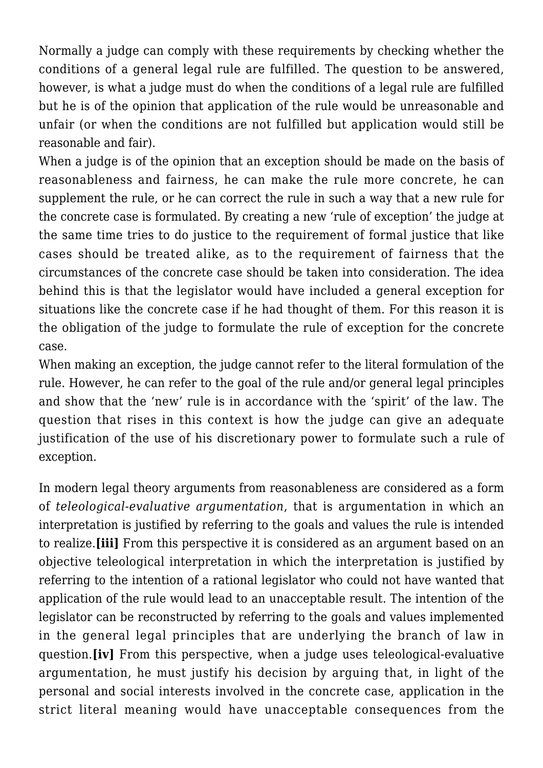Normally a judge can comply with these requirements by checking whether the conditions of a general legal rule are fulfilled. The question to be answered, however, is what a judge must do when the conditions of a legal rule are fulfilled but he is of the opinion that application of the rule would be unreasonable and unfair (or when the conditions are not fulfilled but application would still be reasonable and fair).

When a judge is of the opinion that an exception should be made on the basis of reasonableness and fairness, he can make the rule more concrete, he can supplement the rule, or he can correct the rule in such a way that a new rule for the concrete case is formulated. By creating a new 'rule of exception' the judge at the same time tries to do justice to the requirement of formal justice that like cases should be treated alike, as to the requirement of fairness that the circumstances of the concrete case should be taken into consideration. The idea behind this is that the legislator would have included a general exception for situations like the concrete case if he had thought of them. For this reason it is the obligation of the judge to formulate the rule of exception for the concrete case.

When making an exception, the judge cannot refer to the literal formulation of the rule. However, he can refer to the goal of the rule and/or general legal principles and show that the 'new' rule is in accordance with the 'spirit' of the law. The question that rises in this context is how the judge can give an adequate justification of the use of his discretionary power to formulate such a rule of exception.

In modern legal theory arguments from reasonableness are considered as a form of *teleological-evaluative argumentation*, that is argumentation in which an interpretation is justified by referring to the goals and values the rule is intended to realize.**[iii]** From this perspective it is considered as an argument based on an objective teleological interpretation in which the interpretation is justified by referring to the intention of a rational legislator who could not have wanted that application of the rule would lead to an unacceptable result. The intention of the legislator can be reconstructed by referring to the goals and values implemented in the general legal principles that are underlying the branch of law in question.**[iv]** From this perspective, when a judge uses teleological-evaluative argumentation, he must justify his decision by arguing that, in light of the personal and social interests involved in the concrete case, application in the strict literal meaning would have unacceptable consequences from the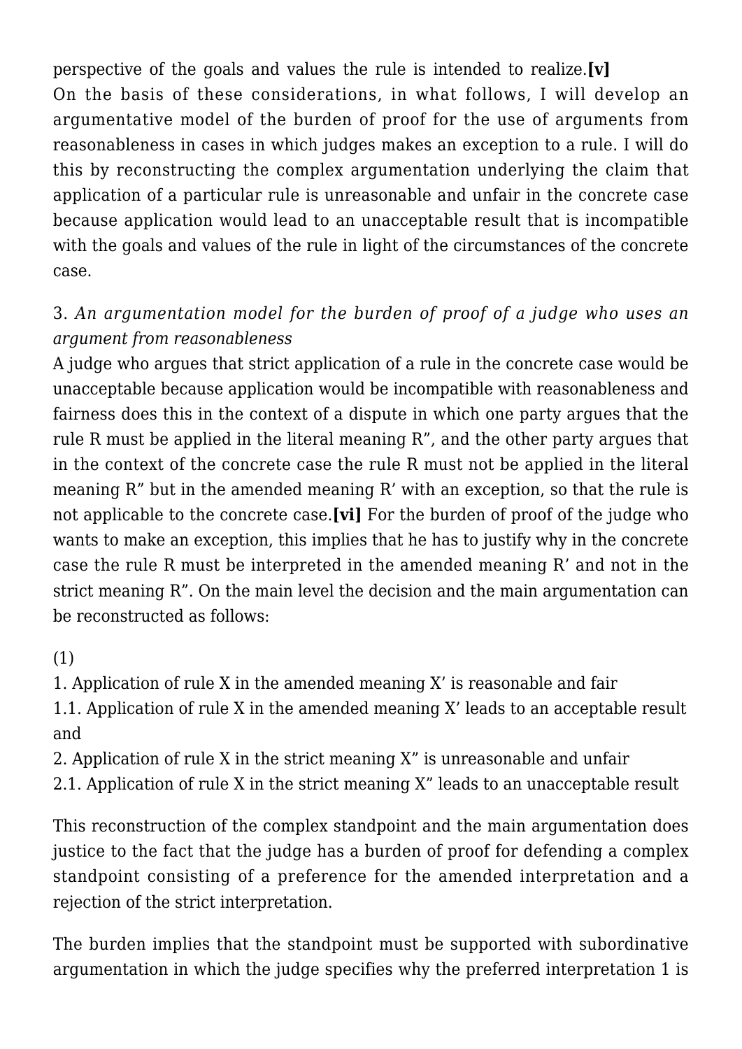perspective of the goals and values the rule is intended to realize.**[v]**
On the basis of these considerations, in what follows, I will develop an argumentative model of the burden of proof for the use of arguments from reasonableness in cases in which judges makes an exception to a rule. I will do this by reconstructing the complex argumentation underlying the claim that application of a particular rule is unreasonable and unfair in the concrete case because application would lead to an unacceptable result that is incompatible with the goals and values of the rule in light of the circumstances of the concrete case.

### 3. *An argumentation model for the burden of proof of a judge who uses an argument from reasonableness*

A judge who argues that strict application of a rule in the concrete case would be unacceptable because application would be incompatible with reasonableness and fairness does this in the context of a dispute in which one party argues that the rule R must be applied in the literal meaning R", and the other party argues that in the context of the concrete case the rule R must not be applied in the literal meaning R" but in the amended meaning R' with an exception, so that the rule is not applicable to the concrete case.**[vi]** For the burden of proof of the judge who wants to make an exception, this implies that he has to justify why in the concrete case the rule R must be interpreted in the amended meaning R' and not in the strict meaning R". On the main level the decision and the main argumentation can be reconstructed as follows:

(1)
1. Application of rule X in the amended meaning X' is reasonable and fair
1.1. Application of rule X in the amended meaning X' leads to an acceptable result and
2. Application of rule X in the strict meaning X" is unreasonable and unfair
2.1. Application of rule X in the strict meaning X" leads to an unacceptable result

This reconstruction of the complex standpoint and the main argumentation does justice to the fact that the judge has a burden of proof for defending a complex standpoint consisting of a preference for the amended interpretation and a rejection of the strict interpretation.

The burden implies that the standpoint must be supported with subordinative argumentation in which the judge specifies why the preferred interpretation 1 is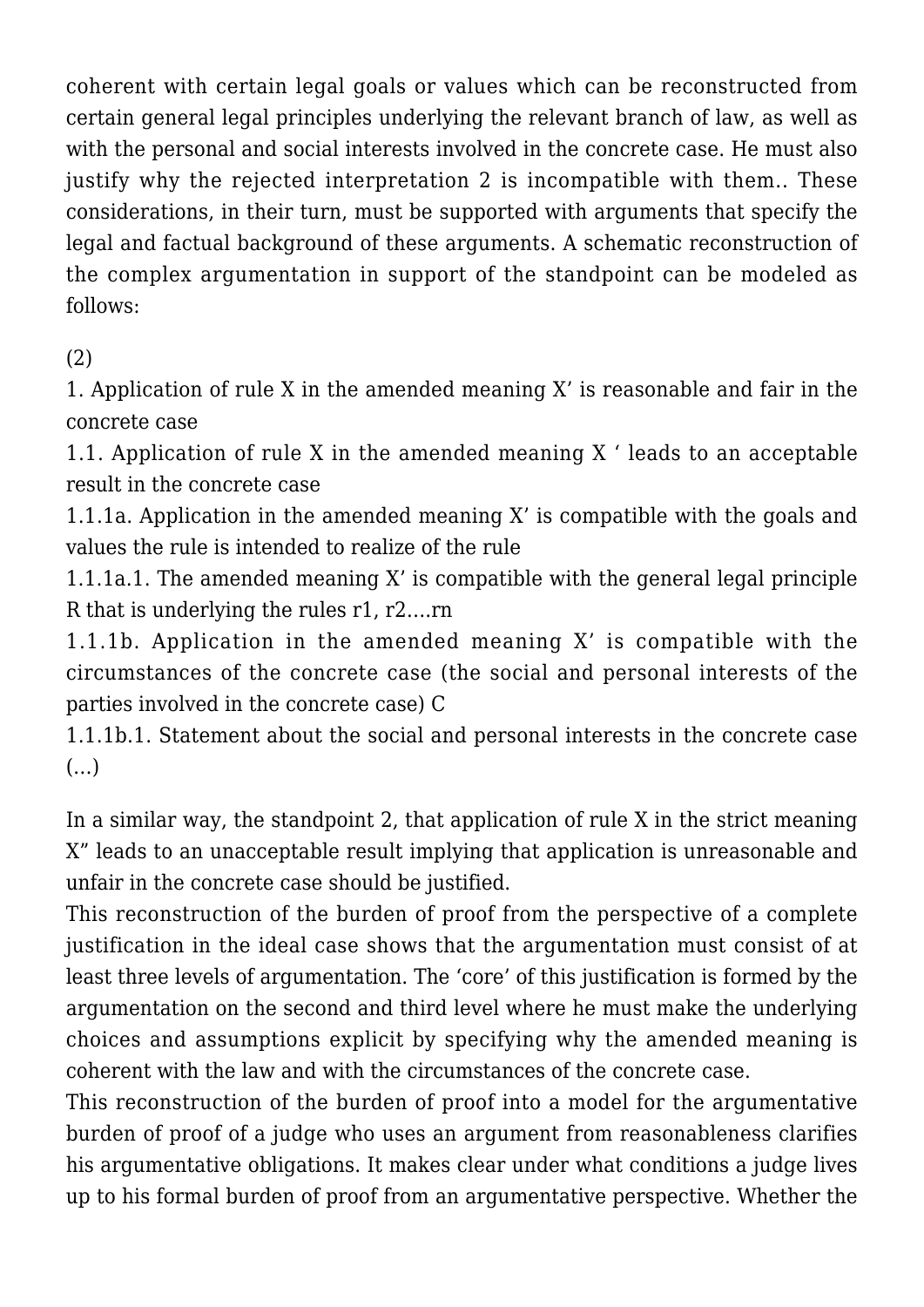coherent with certain legal goals or values which can be reconstructed from certain general legal principles underlying the relevant branch of law, as well as with the personal and social interests involved in the concrete case. He must also justify why the rejected interpretation 2 is incompatible with them.. These considerations, in their turn, must be supported with arguments that specify the legal and factual background of these arguments. A schematic reconstruction of the complex argumentation in support of the standpoint can be modeled as follows:

(2)

1. Application of rule X in the amended meaning X' is reasonable and fair in the concrete case

1.1. Application of rule X in the amended meaning X ' leads to an acceptable result in the concrete case

1.1.1a. Application in the amended meaning X' is compatible with the goals and values the rule is intended to realize of the rule

1.1.1a.1. The amended meaning X' is compatible with the general legal principle R that is underlying the rules r1, r2....rn

1.1.1b. Application in the amended meaning X' is compatible with the circumstances of the concrete case (the social and personal interests of the parties involved in the concrete case) C

1.1.1b.1. Statement about the social and personal interests in the concrete case (…)

In a similar way, the standpoint 2, that application of rule X in the strict meaning X" leads to an unacceptable result implying that application is unreasonable and unfair in the concrete case should be justified.

This reconstruction of the burden of proof from the perspective of a complete justification in the ideal case shows that the argumentation must consist of at least three levels of argumentation. The 'core' of this justification is formed by the argumentation on the second and third level where he must make the underlying choices and assumptions explicit by specifying why the amended meaning is coherent with the law and with the circumstances of the concrete case.

This reconstruction of the burden of proof into a model for the argumentative burden of proof of a judge who uses an argument from reasonableness clarifies his argumentative obligations. It makes clear under what conditions a judge lives up to his formal burden of proof from an argumentative perspective. Whether the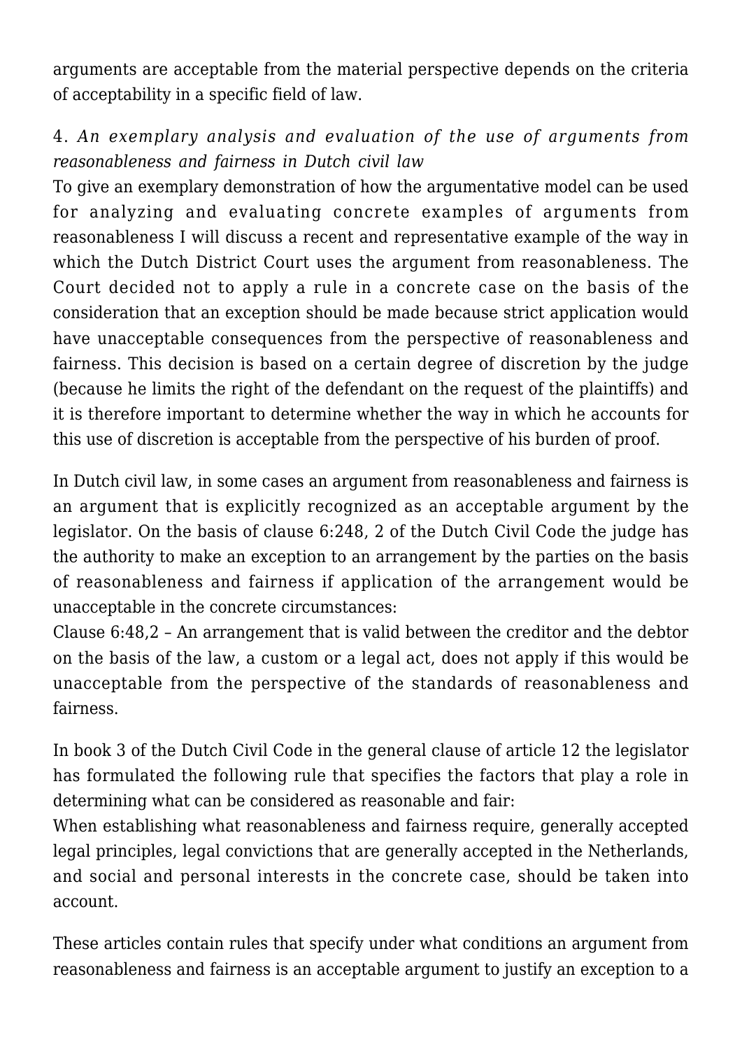arguments are acceptable from the material perspective depends on the criteria of acceptability in a specific field of law.

### 4. *An exemplary analysis and evaluation of the use of arguments from reasonableness and fairness in Dutch civil law*

To give an exemplary demonstration of how the argumentative model can be used for analyzing and evaluating concrete examples of arguments from reasonableness I will discuss a recent and representative example of the way in which the Dutch District Court uses the argument from reasonableness. The Court decided not to apply a rule in a concrete case on the basis of the consideration that an exception should be made because strict application would have unacceptable consequences from the perspective of reasonableness and fairness. This decision is based on a certain degree of discretion by the judge (because he limits the right of the defendant on the request of the plaintiffs) and it is therefore important to determine whether the way in which he accounts for this use of discretion is acceptable from the perspective of his burden of proof.

In Dutch civil law, in some cases an argument from reasonableness and fairness is an argument that is explicitly recognized as an acceptable argument by the legislator. On the basis of clause 6:248, 2 of the Dutch Civil Code the judge has the authority to make an exception to an arrangement by the parties on the basis of reasonableness and fairness if application of the arrangement would be unacceptable in the concrete circumstances:

Clause 6:48,2 – An arrangement that is valid between the creditor and the debtor on the basis of the law, a custom or a legal act, does not apply if this would be unacceptable from the perspective of the standards of reasonableness and fairness.

In book 3 of the Dutch Civil Code in the general clause of article 12 the legislator has formulated the following rule that specifies the factors that play a role in determining what can be considered as reasonable and fair:

When establishing what reasonableness and fairness require, generally accepted legal principles, legal convictions that are generally accepted in the Netherlands, and social and personal interests in the concrete case, should be taken into account.

These articles contain rules that specify under what conditions an argument from reasonableness and fairness is an acceptable argument to justify an exception to a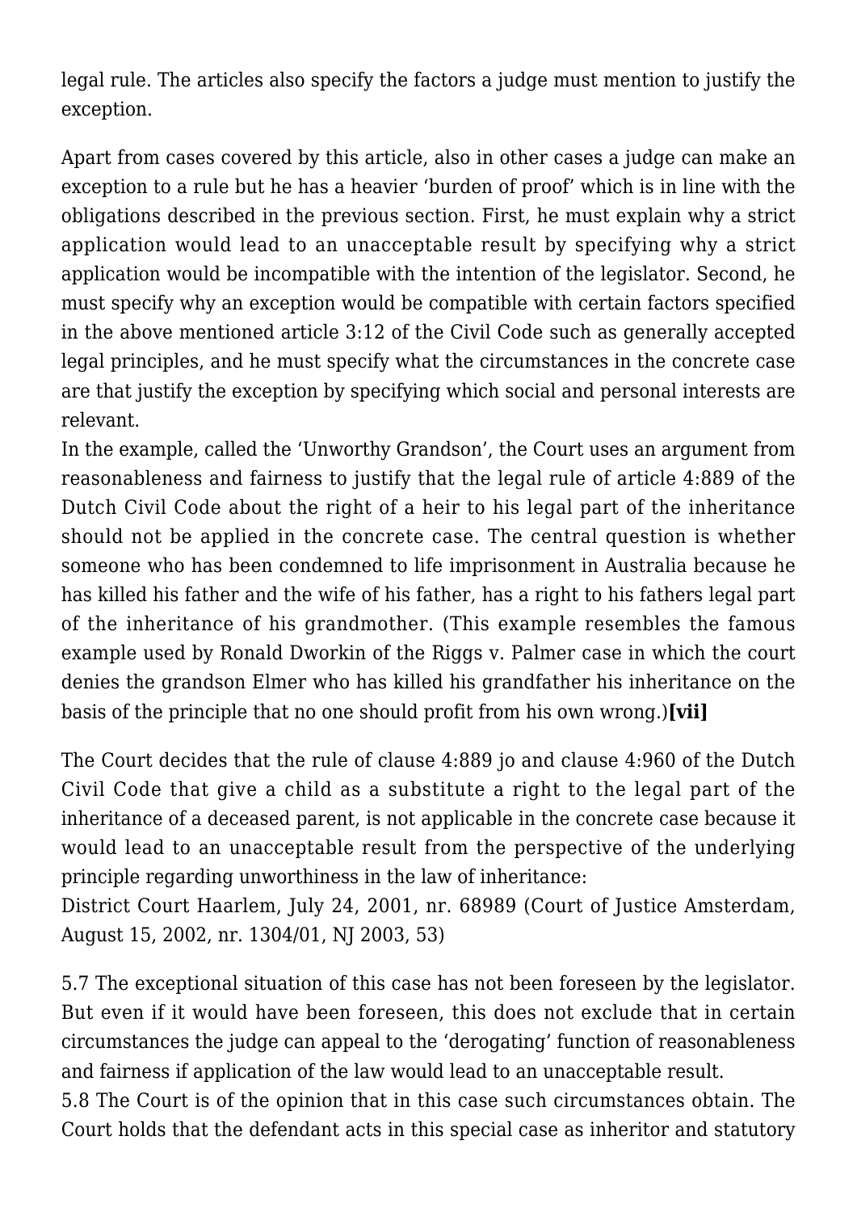legal rule. The articles also specify the factors a judge must mention to justify the exception.

Apart from cases covered by this article, also in other cases a judge can make an exception to a rule but he has a heavier 'burden of proof' which is in line with the obligations described in the previous section. First, he must explain why a strict application would lead to an unacceptable result by specifying why a strict application would be incompatible with the intention of the legislator. Second, he must specify why an exception would be compatible with certain factors specified in the above mentioned article 3:12 of the Civil Code such as generally accepted legal principles, and he must specify what the circumstances in the concrete case are that justify the exception by specifying which social and personal interests are relevant.

In the example, called the 'Unworthy Grandson', the Court uses an argument from reasonableness and fairness to justify that the legal rule of article 4:889 of the Dutch Civil Code about the right of a heir to his legal part of the inheritance should not be applied in the concrete case. The central question is whether someone who has been condemned to life imprisonment in Australia because he has killed his father and the wife of his father, has a right to his fathers legal part of the inheritance of his grandmother. (This example resembles the famous example used by Ronald Dworkin of the Riggs v. Palmer case in which the court denies the grandson Elmer who has killed his grandfather his inheritance on the basis of the principle that no one should profit from his own wrong.)**[vii]**

The Court decides that the rule of clause 4:889 jo and clause 4:960 of the Dutch Civil Code that give a child as a substitute a right to the legal part of the inheritance of a deceased parent, is not applicable in the concrete case because it would lead to an unacceptable result from the perspective of the underlying principle regarding unworthiness in the law of inheritance:

District Court Haarlem, July 24, 2001, nr. 68989 (Court of Justice Amsterdam, August 15, 2002, nr. 1304/01, NJ 2003, 53)

5.7 The exceptional situation of this case has not been foreseen by the legislator. But even if it would have been foreseen, this does not exclude that in certain circumstances the judge can appeal to the 'derogating' function of reasonableness and fairness if application of the law would lead to an unacceptable result.

5.8 The Court is of the opinion that in this case such circumstances obtain. The Court holds that the defendant acts in this special case as inheritor and statutory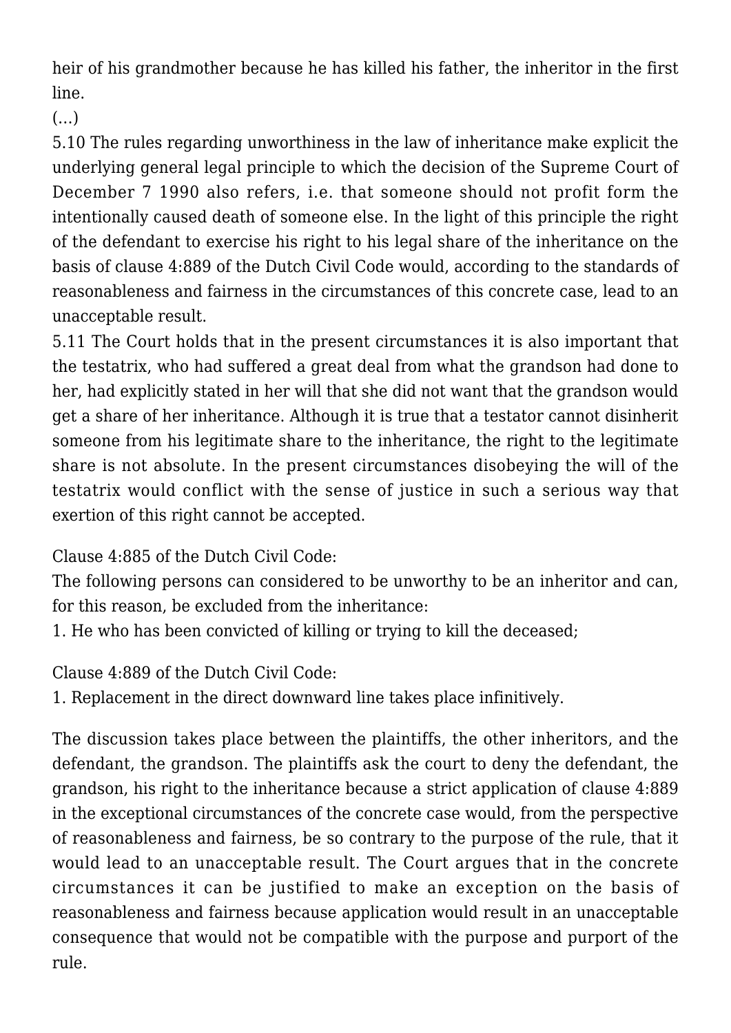heir of his grandmother because he has killed his father, the inheritor in the first line.

(…)

5.10 The rules regarding unworthiness in the law of inheritance make explicit the underlying general legal principle to which the decision of the Supreme Court of December 7 1990 also refers, i.e. that someone should not profit form the intentionally caused death of someone else. In the light of this principle the right of the defendant to exercise his right to his legal share of the inheritance on the basis of clause 4:889 of the Dutch Civil Code would, according to the standards of reasonableness and fairness in the circumstances of this concrete case, lead to an unacceptable result.

5.11 The Court holds that in the present circumstances it is also important that the testatrix, who had suffered a great deal from what the grandson had done to her, had explicitly stated in her will that she did not want that the grandson would get a share of her inheritance. Although it is true that a testator cannot disinherit someone from his legitimate share to the inheritance, the right to the legitimate share is not absolute. In the present circumstances disobeying the will of the testatrix would conflict with the sense of justice in such a serious way that exertion of this right cannot be accepted.

Clause 4:885 of the Dutch Civil Code:
The following persons can considered to be unworthy to be an inheritor and can, for this reason, be excluded from the inheritance:
1. He who has been convicted of killing or trying to kill the deceased;

Clause 4:889 of the Dutch Civil Code:
1. Replacement in the direct downward line takes place infinitively.

The discussion takes place between the plaintiffs, the other inheritors, and the defendant, the grandson. The plaintiffs ask the court to deny the defendant, the grandson, his right to the inheritance because a strict application of clause 4:889 in the exceptional circumstances of the concrete case would, from the perspective of reasonableness and fairness, be so contrary to the purpose of the rule, that it would lead to an unacceptable result. The Court argues that in the concrete circumstances it can be justified to make an exception on the basis of reasonableness and fairness because application would result in an unacceptable consequence that would not be compatible with the purpose and purport of the rule.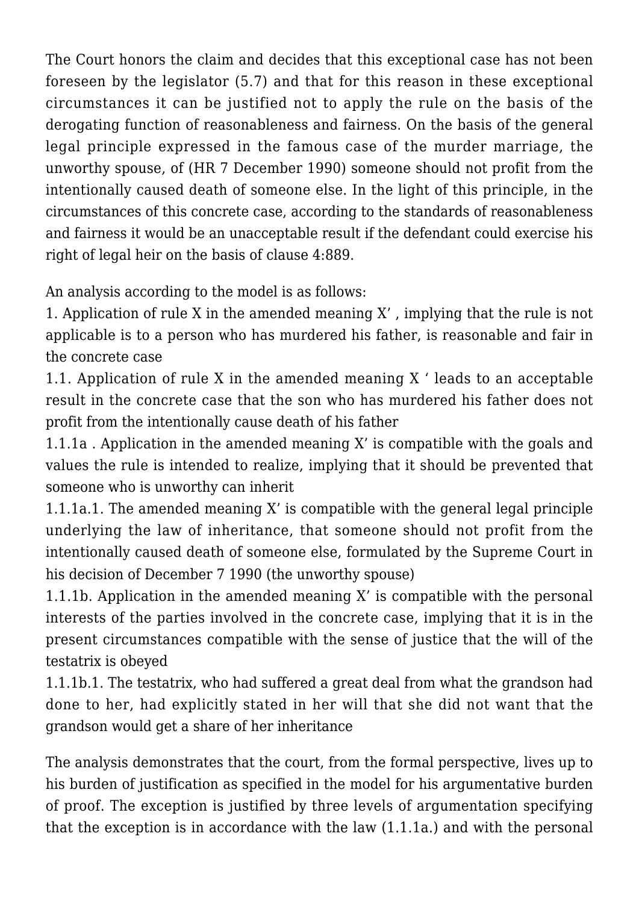The Court honors the claim and decides that this exceptional case has not been foreseen by the legislator (5.7) and that for this reason in these exceptional circumstances it can be justified not to apply the rule on the basis of the derogating function of reasonableness and fairness. On the basis of the general legal principle expressed in the famous case of the murder marriage, the unworthy spouse, of (HR 7 December 1990) someone should not profit from the intentionally caused death of someone else. In the light of this principle, in the circumstances of this concrete case, according to the standards of reasonableness and fairness it would be an unacceptable result if the defendant could exercise his right of legal heir on the basis of clause 4:889.

An analysis according to the model is as follows:

1. Application of rule X in the amended meaning X' , implying that the rule is not applicable is to a person who has murdered his father, is reasonable and fair in the concrete case

1.1. Application of rule X in the amended meaning X ' leads to an acceptable result in the concrete case that the son who has murdered his father does not profit from the intentionally cause death of his father

1.1.1a . Application in the amended meaning X' is compatible with the goals and values the rule is intended to realize, implying that it should be prevented that someone who is unworthy can inherit

1.1.1a.1. The amended meaning X' is compatible with the general legal principle underlying the law of inheritance, that someone should not profit from the intentionally caused death of someone else, formulated by the Supreme Court in his decision of December 7 1990 (the unworthy spouse)

1.1.1b. Application in the amended meaning X' is compatible with the personal interests of the parties involved in the concrete case, implying that it is in the present circumstances compatible with the sense of justice that the will of the testatrix is obeyed

1.1.1b.1. The testatrix, who had suffered a great deal from what the grandson had done to her, had explicitly stated in her will that she did not want that the grandson would get a share of her inheritance

The analysis demonstrates that the court, from the formal perspective, lives up to his burden of justification as specified in the model for his argumentative burden of proof. The exception is justified by three levels of argumentation specifying that the exception is in accordance with the law (1.1.1a.) and with the personal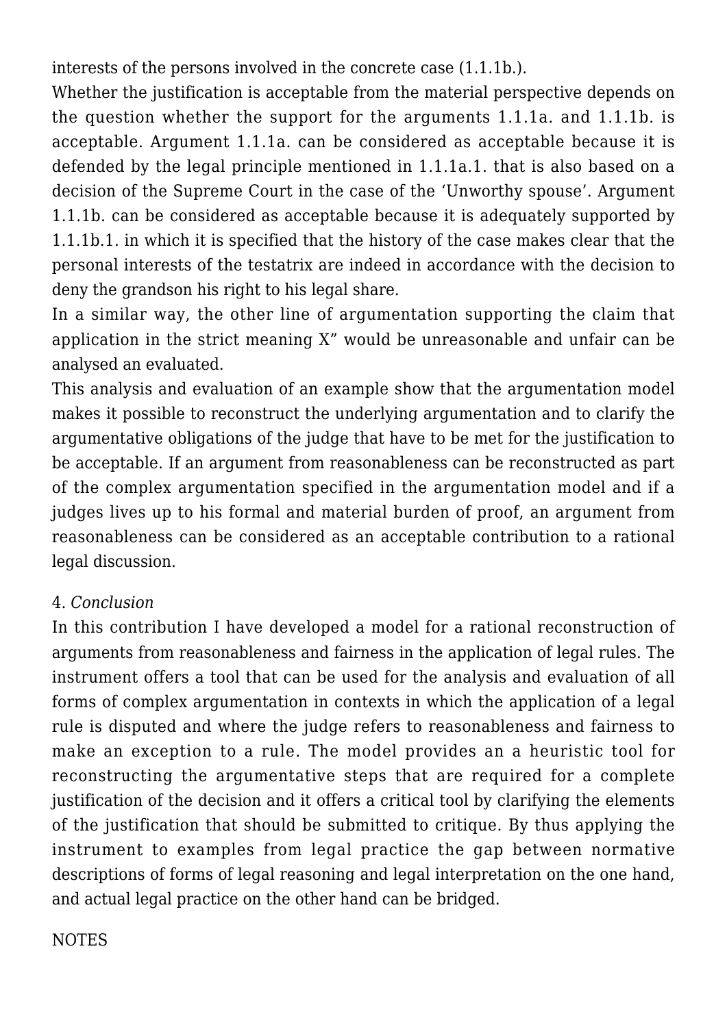interests of the persons involved in the concrete case (1.1.1b.).

Whether the justification is acceptable from the material perspective depends on the question whether the support for the arguments 1.1.1a. and 1.1.1b. is acceptable. Argument 1.1.1a. can be considered as acceptable because it is defended by the legal principle mentioned in 1.1.1a.1. that is also based on a decision of the Supreme Court in the case of the 'Unworthy spouse'. Argument 1.1.1b. can be considered as acceptable because it is adequately supported by 1.1.1b.1. in which it is specified that the history of the case makes clear that the personal interests of the testatrix are indeed in accordance with the decision to deny the grandson his right to his legal share.

In a similar way, the other line of argumentation supporting the claim that application in the strict meaning X" would be unreasonable and unfair can be analysed an evaluated.

This analysis and evaluation of an example show that the argumentation model makes it possible to reconstruct the underlying argumentation and to clarify the argumentative obligations of the judge that have to be met for the justification to be acceptable. If an argument from reasonableness can be reconstructed as part of the complex argumentation specified in the argumentation model and if a judges lives up to his formal and material burden of proof, an argument from reasonableness can be considered as an acceptable contribution to a rational legal discussion.

## 4. *Conclusion*

In this contribution I have developed a model for a rational reconstruction of arguments from reasonableness and fairness in the application of legal rules. The instrument offers a tool that can be used for the analysis and evaluation of all forms of complex argumentation in contexts in which the application of a legal rule is disputed and where the judge refers to reasonableness and fairness to make an exception to a rule. The model provides an a heuristic tool for reconstructing the argumentative steps that are required for a complete justification of the decision and it offers a critical tool by clarifying the elements of the justification that should be submitted to critique. By thus applying the instrument to examples from legal practice the gap between normative descriptions of forms of legal reasoning and legal interpretation on the one hand, and actual legal practice on the other hand can be bridged.

NOTES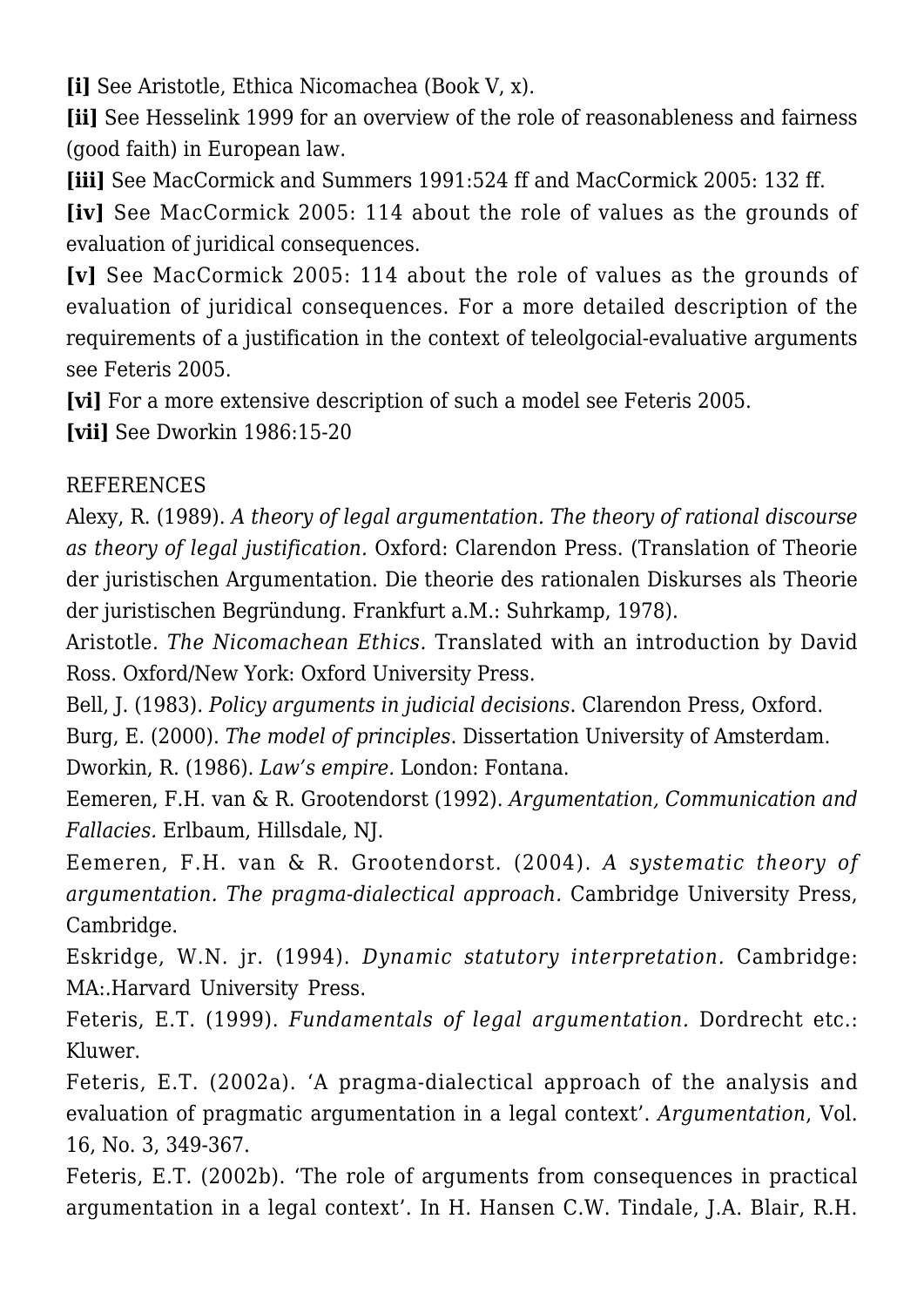**[i]** See Aristotle, Ethica Nicomachea (Book V, x).

**[ii]** See Hesselink 1999 for an overview of the role of reasonableness and fairness (good faith) in European law.

**[iii]** See MacCormick and Summers 1991:524 ff and MacCormick 2005: 132 ff.

**[iv]** See MacCormick 2005: 114 about the role of values as the grounds of evaluation of juridical consequences.

**[v]** See MacCormick 2005: 114 about the role of values as the grounds of evaluation of juridical consequences. For a more detailed description of the requirements of a justification in the context of teleolgocial-evaluative arguments see Feteris 2005.

**[vi]** For a more extensive description of such a model see Feteris 2005.

**[vii]** See Dworkin 1986:15-20

REFERENCES

Alexy, R. (1989). *A theory of legal argumentation. The theory of rational discourse as theory of legal justification.* Oxford: Clarendon Press. (Translation of Theorie der juristischen Argumentation. Die theorie des rationalen Diskurses als Theorie der juristischen Begründung. Frankfurt a.M.: Suhrkamp, 1978).

Aristotle. *The Nicomachean Ethics.* Translated with an introduction by David Ross. Oxford/New York: Oxford University Press.

Bell, J. (1983). *Policy arguments in judicial decisions*. Clarendon Press, Oxford.

Burg, E. (2000). *The model of principles*. Dissertation University of Amsterdam.

Dworkin, R. (1986). *Law's empire.* London: Fontana.

Eemeren, F.H. van & R. Grootendorst (1992). *Argumentation, Communication and Fallacies.* Erlbaum, Hillsdale, NJ.

Eemeren, F.H. van & R. Grootendorst. (2004). *A systematic theory of argumentation. The pragma-dialectical approach.* Cambridge University Press, Cambridge.

Eskridge, W.N. jr. (1994). *Dynamic statutory interpretation.* Cambridge: MA:.Harvard University Press.

Feteris, E.T. (1999). *Fundamentals of legal argumentation.* Dordrecht etc.: Kluwer.

Feteris, E.T. (2002a). 'A pragma-dialectical approach of the analysis and evaluation of pragmatic argumentation in a legal context'. *Argumentation*, Vol. 16, No. 3, 349-367.

Feteris, E.T. (2002b). 'The role of arguments from consequences in practical argumentation in a legal context'. In H. Hansen C.W. Tindale, J.A. Blair, R.H.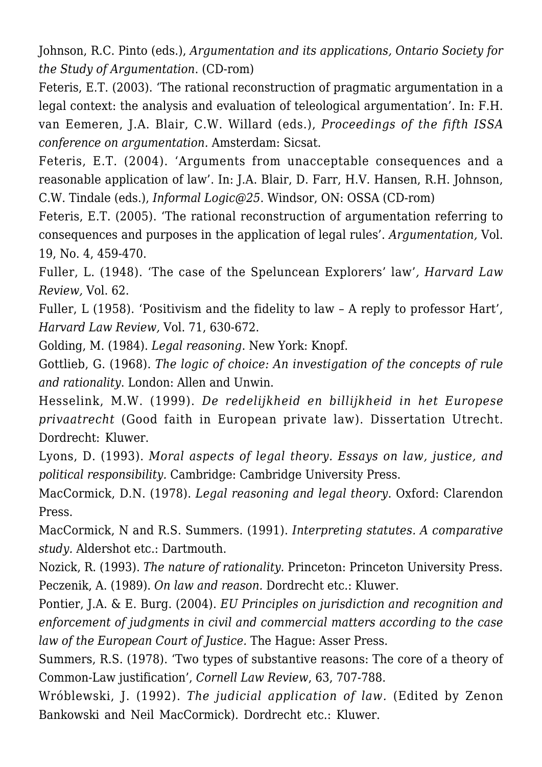Johnson, R.C. Pinto (eds.), *Argumentation and its applications, Ontario Society for the Study of Argumentation*. (CD-rom)

Feteris, E.T. (2003). 'The rational reconstruction of pragmatic argumentation in a legal context: the analysis and evaluation of teleological argumentation'. In: F.H. van Eemeren, J.A. Blair, C.W. Willard (eds.), *Proceedings of the fifth ISSA conference on argumentation.* Amsterdam: Sicsat.

Feteris, E.T. (2004). 'Arguments from unacceptable consequences and a reasonable application of law'. In: J.A. Blair, D. Farr, H.V. Hansen, R.H. Johnson, C.W. Tindale (eds.), *Informal Logic@25*. Windsor, ON: OSSA (CD-rom)

Feteris, E.T. (2005). 'The rational reconstruction of argumentation referring to consequences and purposes in the application of legal rules'. *Argumentation,* Vol. 19, No. 4, 459-470.

Fuller, L. (1948). 'The case of the Speluncean Explorers' law'*, Harvard Law Review,* Vol. 62.

Fuller, L (1958). 'Positivism and the fidelity to law – A reply to professor Hart', *Harvard Law Review,* Vol. 71, 630-672.

Golding, M. (1984). *Legal reasoning*. New York: Knopf.

Gottlieb, G. (1968). *The logic of choice: An investigation of the concepts of rule and rationality*. London: Allen and Unwin.

Hesselink, M.W. (1999). *De redelijkheid en billijkheid in het Europese privaatrecht* (Good faith in European private law). Dissertation Utrecht. Dordrecht: Kluwer.

Lyons, D. (1993). *Moral aspects of legal theory. Essays on law, justice, and political responsibility.* Cambridge: Cambridge University Press.

MacCormick, D.N. (1978). *Legal reasoning and legal theory*. Oxford: Clarendon Press.

MacCormick, N and R.S. Summers. (1991). *Interpreting statutes. A comparative study.* Aldershot etc.: Dartmouth.

Nozick, R. (1993). *The nature of rationality.* Princeton: Princeton University Press.

Peczenik, A. (1989). *On law and reason.* Dordrecht etc.: Kluwer.

Pontier, J.A. & E. Burg. (2004). *EU Principles on jurisdiction and recognition and enforcement of judgments in civil and commercial matters according to the case law of the European Court of Justice.* The Hague: Asser Press.

Summers, R.S. (1978). 'Two types of substantive reasons: The core of a theory of Common-Law justification', *Cornell Law Review*, 63, 707-788.

Wróblewski, J. (1992). *The judicial application of law.* (Edited by Zenon Bankowski and Neil MacCormick). Dordrecht etc.: Kluwer.